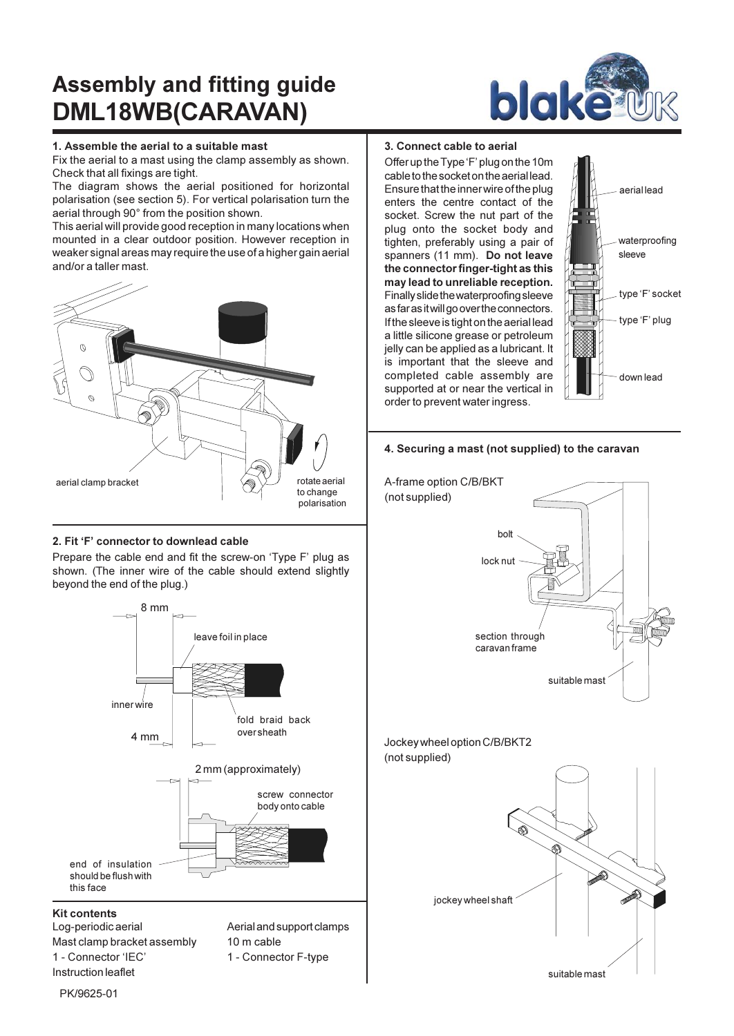# Assembly and fitting guide
# DML18WB(CARAVAN)

### 1. Assemble the aerial to a suitable mast

Fix the aerial to a mast using the clamp assembly as shown. Check that all fixings are tight.

The diagram shows the aerial positioned for horizontal polarisation (see section 5). For vertical polarisation turn the aerial through 90° from the position shown.

This aerial will provide good reception in many locations when mounted in a clear outdoor position. However reception in weaker signal areas may require the use of a higher gain aerial and/or a taller mast.

aerial clamp bracket

rotate aerial to change polarisation

### 2. Fit 'F' connector to downlead cable

Prepare the cable end and fit the screw-on 'Type F' plug as shown. (The inner wire of the cable should extend slightly beyond the end of the plug.)

8 mm

leave foil in place

inner wire

fold braid back over sheath

4 mm

2 mm (approximately)

screw connector body onto cable

end of insulation should be flush with this face

### Kit contents

Log-periodic aerial
Mast clamp bracket assembly
1 - Connector 'IEC'
Instruction leaflet
Aerial and support clamps
10 m cable
1 - Connector F-type

### 3. Connect cable to aerial

Offer up the Type 'F' plug on the 10m cable to the socket on the aerial lead. Ensure that the inner wire of the plug enters the centre contact of the socket. Screw the nut part of the plug onto the socket body and tighten, preferably using a pair of spanners (11 mm). **Do not leave the connector finger-tight as this may lead to unreliable reception.** Finally slide the waterproofing sleeve as far as it will go over the connectors. If the sleeve is tight on the aerial lead a little silicone grease or petroleum jelly can be applied as a lubricant. It is important that the sleeve and completed cable assembly are supported at or near the vertical in order to prevent water ingress.

aerial lead

waterproofing sleeve

type 'F' socket

type 'F' plug

down lead

### 4. Securing a mast (not supplied) to the caravan

A-frame option C/B/BKT (not supplied)

bolt

lock nut

section through caravan frame

suitable mast

Jockey wheel option C/B/BKT2 (not supplied)

jockey wheel shaft

suitable mast

PK/9625-01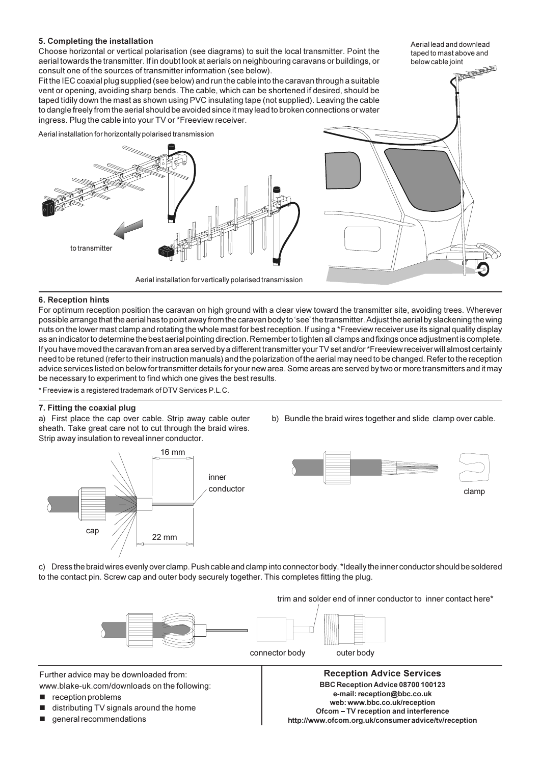### 5. Completing the installation

Choose horizontal or vertical polarisation (see diagrams) to suit the local transmitter. Point the aerial towards the transmitter. If in doubt look at aerials on neighbouring caravans or buildings, or consult one of the sources of transmitter information (see below).

Fit the IEC coaxial plug supplied (see below) and run the cable into the caravan through a suitable vent or opening, avoiding sharp bends. The cable, which can be shortened if desired, should be taped tidily down the mast as shown using PVC insulating tape (not supplied). Leaving the cable to dangle freely from the aerial should be avoided since it may lead to broken connections or water ingress. Plug the cable into your TV or *Freeview receiver.

Aerial lead and downlead taped to mast above and below cable joint

Aerial installation for horizontally polarised transmission

to transmitter

Aerial installation for vertically polarised transmission

### 6. Reception hints

For optimum reception position the caravan on high ground with a clear view toward the transmitter site, avoiding trees. Wherever possible arrange that the aerial has to point away from the caravan body to 'see' the transmitter. Adjust the aerial by slackening the wing nuts on the lower mast clamp and rotating the whole mast for best reception. If using a *Freeview receiver use its signal quality display as an indicator to determine the best aerial pointing direction. Remember to tighten all clamps and fixings once adjustment is complete. If you have moved the caravan from an area served by a different transmitter your TV set and/or *Freeview receiver will almost certainly need to be retuned (refer to their instruction manuals) and the polarization of the aerial may need to be changed. Refer to the reception advice services listed on below for transmitter details for your new area. Some areas are served by two or more transmitters and it may be necessary to experiment to find which one gives the best results.

* Freeview is a registered trademark of DTV Services P.L.C.

### 7. Fitting the coaxial plug

a) First place the cap over cable. Strip away cable outer sheath. Take great care not to cut through the braid wires. Strip away insulation to reveal inner conductor.

16 mm

inner conductor

cap

22 mm

b) Bundle the braid wires together and slide clamp over cable.

clamp

c) Dress the braid wires evenly over clamp. Push cable and clamp into connector body. *Ideally the inner conductor should be soldered to the contact pin. Screw cap and outer body securely together. This completes fitting the plug.

trim and solder end of inner conductor to inner contact here*

connector body

outer body

Further advice may be downloaded from:
www.blake-uk.com/downloads on the following:

- reception problems
- distributing TV signals around the home
- general recommendations

**Reception Advice Services**

**BBC Reception Advice 08700 100123**
**e-mail: reception@bbc.co.uk**
**web: www.bbc.co.uk/reception**
**Ofcom – TV reception and interference**
**http://www.ofcom.org.uk/consumer advice/tv/reception**